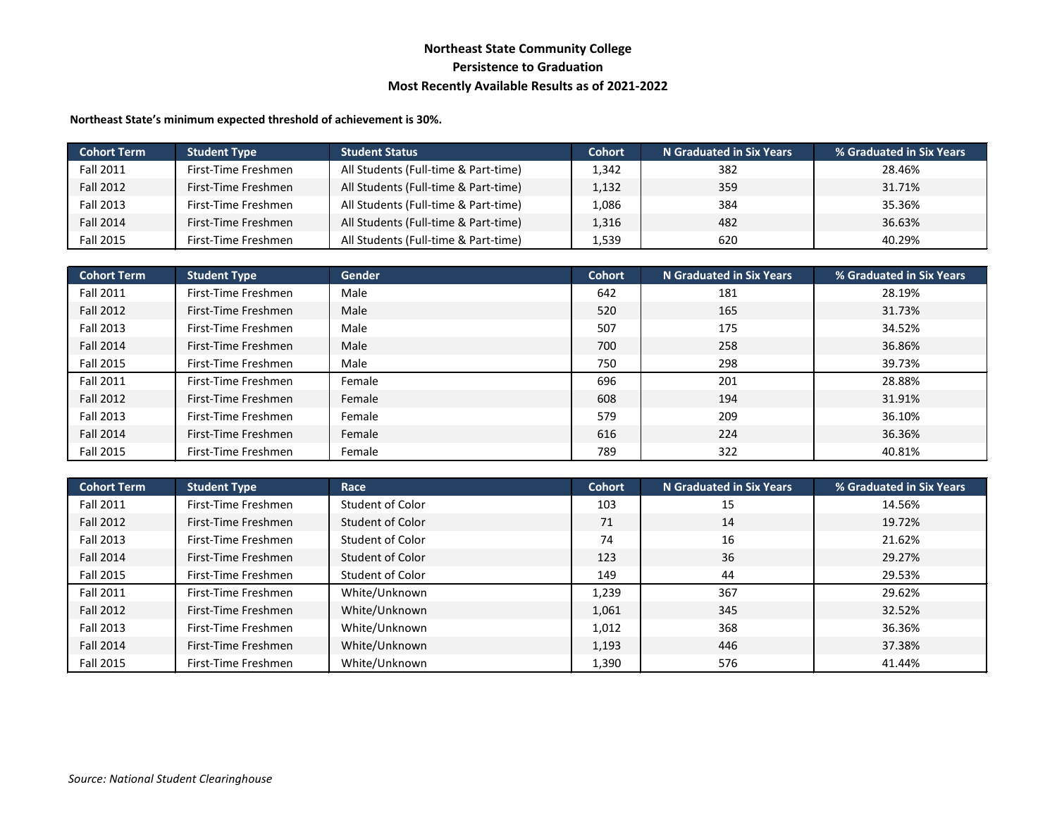# Northeast State Community College
## Persistence to Graduation
### Most Recently Available Results as of 2021-2022

**Northeast State's minimum expected threshold of achievement is 30%.**

| Cohort Term | Student Type | Student Status | Cohort | N Graduated in Six Years | % Graduated in Six Years |
|---|---|---|---|---|---|
| Fall 2011 | First-Time Freshmen | All Students (Full-time & Part-time) | 1,342 | 382 | 28.46% |
| Fall 2012 | First-Time Freshmen | All Students (Full-time & Part-time) | 1,132 | 359 | 31.71% |
| Fall 2013 | First-Time Freshmen | All Students (Full-time & Part-time) | 1,086 | 384 | 35.36% |
| Fall 2014 | First-Time Freshmen | All Students (Full-time & Part-time) | 1,316 | 482 | 36.63% |
| Fall 2015 | First-Time Freshmen | All Students (Full-time & Part-time) | 1,539 | 620 | 40.29% |

| Cohort Term | Student Type | Gender | Cohort | N Graduated in Six Years | % Graduated in Six Years |
|---|---|---|---|---|---|
| Fall 2011 | First-Time Freshmen | Male | 642 | 181 | 28.19% |
| Fall 2012 | First-Time Freshmen | Male | 520 | 165 | 31.73% |
| Fall 2013 | First-Time Freshmen | Male | 507 | 175 | 34.52% |
| Fall 2014 | First-Time Freshmen | Male | 700 | 258 | 36.86% |
| Fall 2015 | First-Time Freshmen | Male | 750 | 298 | 39.73% |
| Fall 2011 | First-Time Freshmen | Female | 696 | 201 | 28.88% |
| Fall 2012 | First-Time Freshmen | Female | 608 | 194 | 31.91% |
| Fall 2013 | First-Time Freshmen | Female | 579 | 209 | 36.10% |
| Fall 2014 | First-Time Freshmen | Female | 616 | 224 | 36.36% |
| Fall 2015 | First-Time Freshmen | Female | 789 | 322 | 40.81% |

| Cohort Term | Student Type | Race | Cohort | N Graduated in Six Years | % Graduated in Six Years |
|---|---|---|---|---|---|
| Fall 2011 | First-Time Freshmen | Student of Color | 103 | 15 | 14.56% |
| Fall 2012 | First-Time Freshmen | Student of Color | 71 | 14 | 19.72% |
| Fall 2013 | First-Time Freshmen | Student of Color | 74 | 16 | 21.62% |
| Fall 2014 | First-Time Freshmen | Student of Color | 123 | 36 | 29.27% |
| Fall 2015 | First-Time Freshmen | Student of Color | 149 | 44 | 29.53% |
| Fall 2011 | First-Time Freshmen | White/Unknown | 1,239 | 367 | 29.62% |
| Fall 2012 | First-Time Freshmen | White/Unknown | 1,061 | 345 | 32.52% |
| Fall 2013 | First-Time Freshmen | White/Unknown | 1,012 | 368 | 36.36% |
| Fall 2014 | First-Time Freshmen | White/Unknown | 1,193 | 446 | 37.38% |
| Fall 2015 | First-Time Freshmen | White/Unknown | 1,390 | 576 | 41.44% |

*Source: National Student Clearinghouse*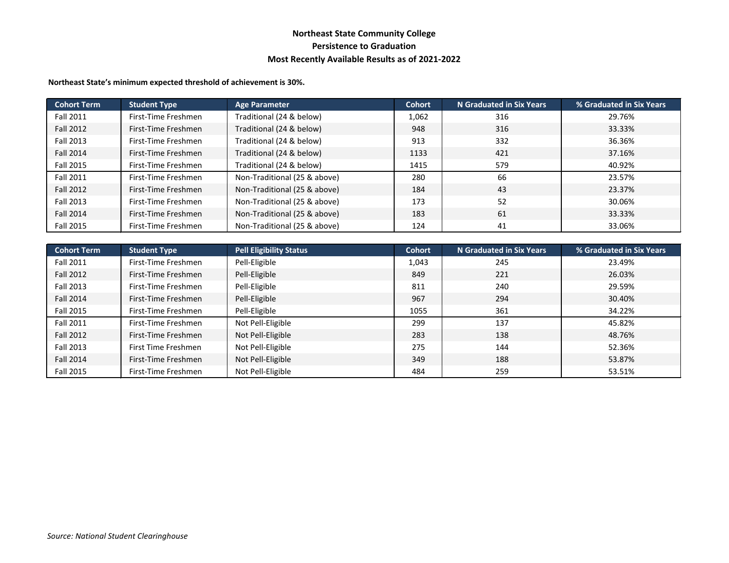**Northeast State Community College**
**Persistence to Graduation**
**Most Recently Available Results as of 2021-2022**

**Northeast State's minimum expected threshold of achievement is 30%.**

| Cohort Term | Student Type | Age Parameter | Cohort | N Graduated in Six Years | % Graduated in Six Years |
|---|---|---|---|---|---|
| Fall 2011 | First-Time Freshmen | Traditional (24 & below) | 1,062 | 316 | 29.76% |
| Fall 2012 | First-Time Freshmen | Traditional (24 & below) | 948 | 316 | 33.33% |
| Fall 2013 | First-Time Freshmen | Traditional (24 & below) | 913 | 332 | 36.36% |
| Fall 2014 | First-Time Freshmen | Traditional (24 & below) | 1133 | 421 | 37.16% |
| Fall 2015 | First-Time Freshmen | Traditional (24 & below) | 1415 | 579 | 40.92% |
| Fall 2011 | First-Time Freshmen | Non-Traditional (25 & above) | 280 | 66 | 23.57% |
| Fall 2012 | First-Time Freshmen | Non-Traditional (25 & above) | 184 | 43 | 23.37% |
| Fall 2013 | First-Time Freshmen | Non-Traditional (25 & above) | 173 | 52 | 30.06% |
| Fall 2014 | First-Time Freshmen | Non-Traditional (25 & above) | 183 | 61 | 33.33% |
| Fall 2015 | First-Time Freshmen | Non-Traditional (25 & above) | 124 | 41 | 33.06% |

| Cohort Term | Student Type | Pell Eligibility Status | Cohort | N Graduated in Six Years | % Graduated in Six Years |
|---|---|---|---|---|---|
| Fall 2011 | First-Time Freshmen | Pell-Eligible | 1,043 | 245 | 23.49% |
| Fall 2012 | First-Time Freshmen | Pell-Eligible | 849 | 221 | 26.03% |
| Fall 2013 | First-Time Freshmen | Pell-Eligible | 811 | 240 | 29.59% |
| Fall 2014 | First-Time Freshmen | Pell-Eligible | 967 | 294 | 30.40% |
| Fall 2015 | First-Time Freshmen | Pell-Eligible | 1055 | 361 | 34.22% |
| Fall 2011 | First-Time Freshmen | Not Pell-Eligible | 299 | 137 | 45.82% |
| Fall 2012 | First-Time Freshmen | Not Pell-Eligible | 283 | 138 | 48.76% |
| Fall 2013 | First Time Freshmen | Not Pell-Eligible | 275 | 144 | 52.36% |
| Fall 2014 | First-Time Freshmen | Not Pell-Eligible | 349 | 188 | 53.87% |
| Fall 2015 | First-Time Freshmen | Not Pell-Eligible | 484 | 259 | 53.51% |

*Source: National Student Clearinghouse*